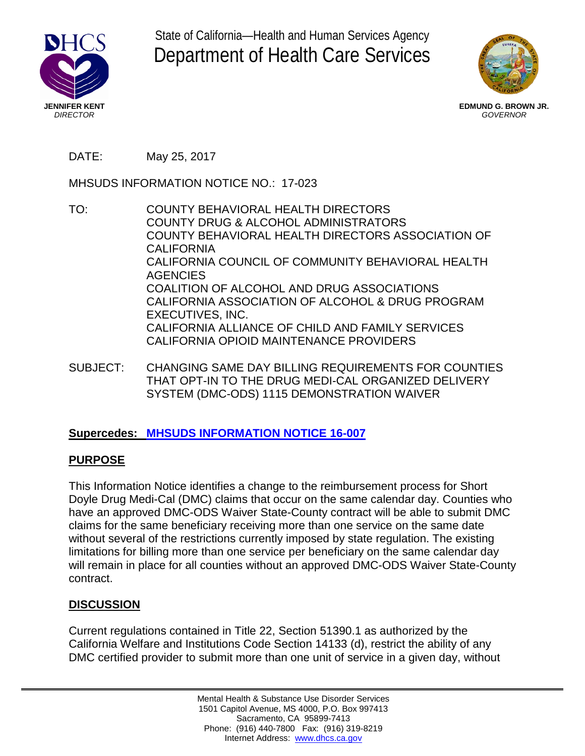State of California—Health and Human Services Agency

# Department of Health Care Services

**JENNIFER KENT**
*DIRECTOR*

**EDMUND G. BROWN JR.**
*GOVERNOR*

DATE: May 25, 2017

MHSUDS INFORMATION NOTICE NO.: 17-023

TO: COUNTY BEHAVIORAL HEALTH DIRECTORS
COUNTY DRUG & ALCOHOL ADMINISTRATORS
COUNTY BEHAVIORAL HEALTH DIRECTORS ASSOCIATION OF CALIFORNIA
CALIFORNIA COUNCIL OF COMMUNITY BEHAVIORAL HEALTH AGENCIES
COALITION OF ALCOHOL AND DRUG ASSOCIATIONS
CALIFORNIA ASSOCIATION OF ALCOHOL & DRUG PROGRAM EXECUTIVES, INC.
CALIFORNIA ALLIANCE OF CHILD AND FAMILY SERVICES
CALIFORNIA OPIOID MAINTENANCE PROVIDERS

SUBJECT: CHANGING SAME DAY BILLING REQUIREMENTS FOR COUNTIES THAT OPT-IN TO THE DRUG MEDI-CAL ORGANIZED DELIVERY SYSTEM (DMC-ODS) 1115 DEMONSTRATION WAIVER

**Supercedes: MHSUDS INFORMATION NOTICE 16-007**

## PURPOSE

This Information Notice identifies a change to the reimbursement process for Short Doyle Drug Medi-Cal (DMC) claims that occur on the same calendar day. Counties who have an approved DMC-ODS Waiver State-County contract will be able to submit DMC claims for the same beneficiary receiving more than one service on the same date without several of the restrictions currently imposed by state regulation. The existing limitations for billing more than one service per beneficiary on the same calendar day will remain in place for all counties without an approved DMC-ODS Waiver State-County contract.

## DISCUSSION

Current regulations contained in Title 22, Section 51390.1 as authorized by the California Welfare and Institutions Code Section 14133 (d), restrict the ability of any DMC certified provider to submit more than one unit of service in a given day, without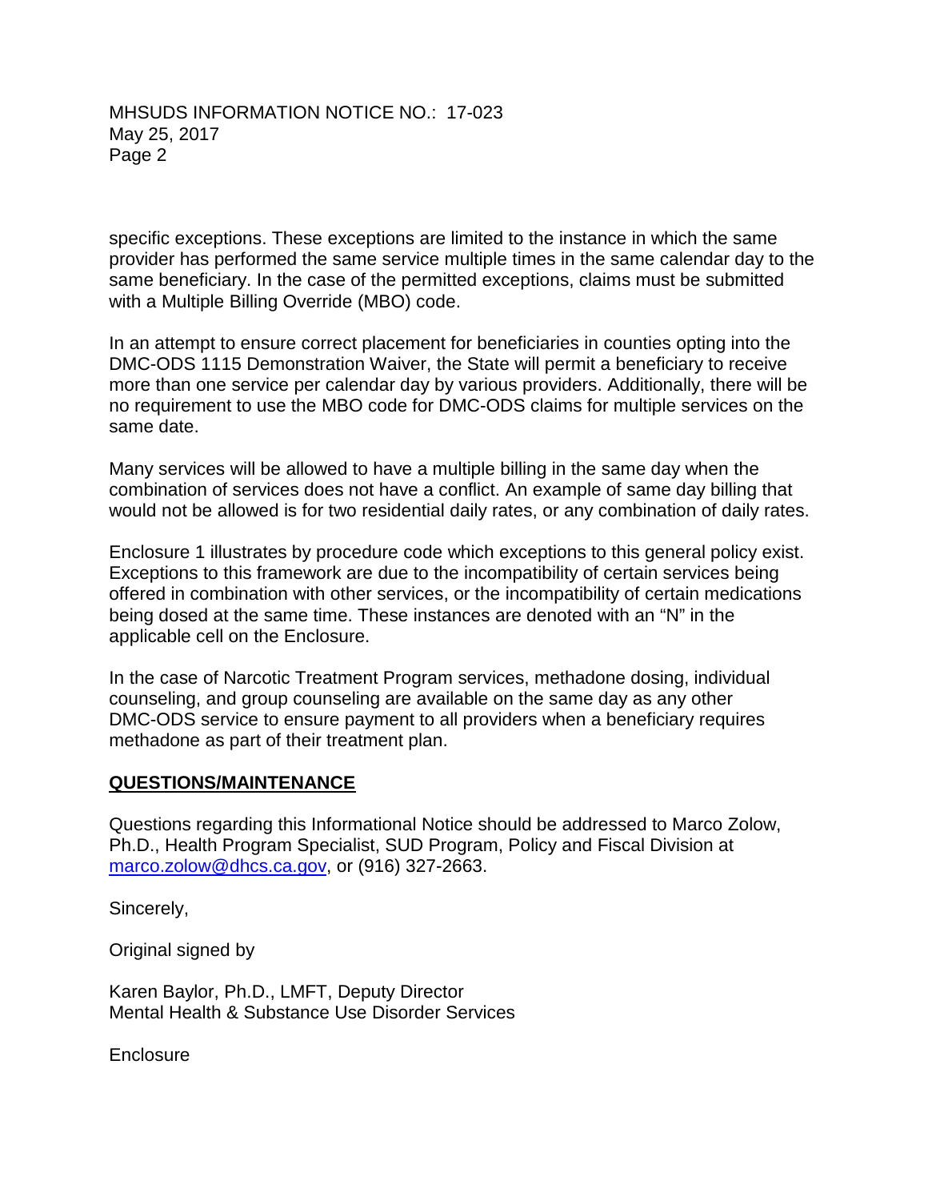specific exceptions. These exceptions are limited to the instance in which the same provider has performed the same service multiple times in the same calendar day to the same beneficiary. In the case of the permitted exceptions, claims must be submitted with a Multiple Billing Override (MBO) code.

In an attempt to ensure correct placement for beneficiaries in counties opting into the DMC-ODS 1115 Demonstration Waiver, the State will permit a beneficiary to receive more than one service per calendar day by various providers. Additionally, there will be no requirement to use the MBO code for DMC-ODS claims for multiple services on the same date.

Many services will be allowed to have a multiple billing in the same day when the combination of services does not have a conflict. An example of same day billing that would not be allowed is for two residential daily rates, or any combination of daily rates.

Enclosure 1 illustrates by procedure code which exceptions to this general policy exist. Exceptions to this framework are due to the incompatibility of certain services being offered in combination with other services, or the incompatibility of certain medications being dosed at the same time. These instances are denoted with an "N" in the applicable cell on the Enclosure.

In the case of Narcotic Treatment Program services, methadone dosing, individual counseling, and group counseling are available on the same day as any other DMC-ODS service to ensure payment to all providers when a beneficiary requires methadone as part of their treatment plan.

## QUESTIONS/MAINTENANCE

Questions regarding this Informational Notice should be addressed to Marco Zolow, Ph.D., Health Program Specialist, SUD Program, Policy and Fiscal Division at [marco.zolow@dhcs.ca.gov](mailto:marco.zolow@dhcs.ca.gov), or (916) 327-2663.

Sincerely,

Original signed by

Karen Baylor, Ph.D., LMFT, Deputy Director
Mental Health & Substance Use Disorder Services

Enclosure